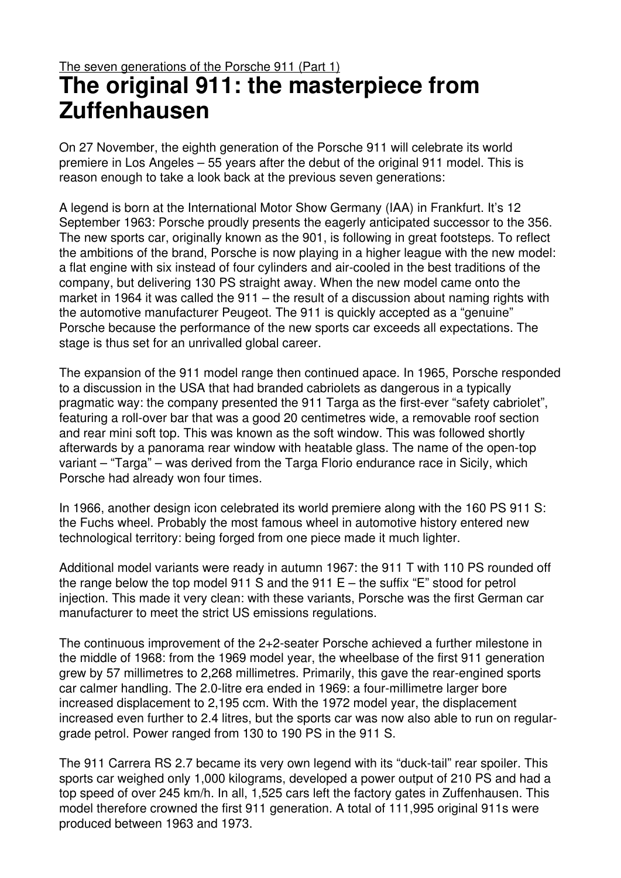The seven generations of the Porsche 911 (Part 1)

# The original 911: the masterpiece from Zuffenhausen

On 27 November, the eighth generation of the Porsche 911 will celebrate its world premiere in Los Angeles – 55 years after the debut of the original 911 model. This is reason enough to take a look back at the previous seven generations:

A legend is born at the International Motor Show Germany (IAA) in Frankfurt. It's 12 September 1963: Porsche proudly presents the eagerly anticipated successor to the 356. The new sports car, originally known as the 901, is following in great footsteps. To reflect the ambitions of the brand, Porsche is now playing in a higher league with the new model: a flat engine with six instead of four cylinders and air-cooled in the best traditions of the company, but delivering 130 PS straight away. When the new model came onto the market in 1964 it was called the 911 – the result of a discussion about naming rights with the automotive manufacturer Peugeot. The 911 is quickly accepted as a "genuine" Porsche because the performance of the new sports car exceeds all expectations. The stage is thus set for an unrivalled global career.

The expansion of the 911 model range then continued apace. In 1965, Porsche responded to a discussion in the USA that had branded cabriolets as dangerous in a typically pragmatic way: the company presented the 911 Targa as the first-ever "safety cabriolet", featuring a roll-over bar that was a good 20 centimetres wide, a removable roof section and rear mini soft top. This was known as the soft window. This was followed shortly afterwards by a panorama rear window with heatable glass. The name of the open-top variant – "Targa" – was derived from the Targa Florio endurance race in Sicily, which Porsche had already won four times.

In 1966, another design icon celebrated its world premiere along with the 160 PS 911 S: the Fuchs wheel. Probably the most famous wheel in automotive history entered new technological territory: being forged from one piece made it much lighter.

Additional model variants were ready in autumn 1967: the 911 T with 110 PS rounded off the range below the top model 911 S and the 911 E – the suffix "E" stood for petrol injection. This made it very clean: with these variants, Porsche was the first German car manufacturer to meet the strict US emissions regulations.

The continuous improvement of the 2+2-seater Porsche achieved a further milestone in the middle of 1968: from the 1969 model year, the wheelbase of the first 911 generation grew by 57 millimetres to 2,268 millimetres. Primarily, this gave the rear-engined sports car calmer handling. The 2.0-litre era ended in 1969: a four-millimetre larger bore increased displacement to 2,195 ccm. With the 1972 model year, the displacement increased even further to 2.4 litres, but the sports car was now also able to run on regular-grade petrol. Power ranged from 130 to 190 PS in the 911 S.

The 911 Carrera RS 2.7 became its very own legend with its "duck-tail" rear spoiler. This sports car weighed only 1,000 kilograms, developed a power output of 210 PS and had a top speed of over 245 km/h. In all, 1,525 cars left the factory gates in Zuffenhausen. This model therefore crowned the first 911 generation. A total of 111,995 original 911s were produced between 1963 and 1973.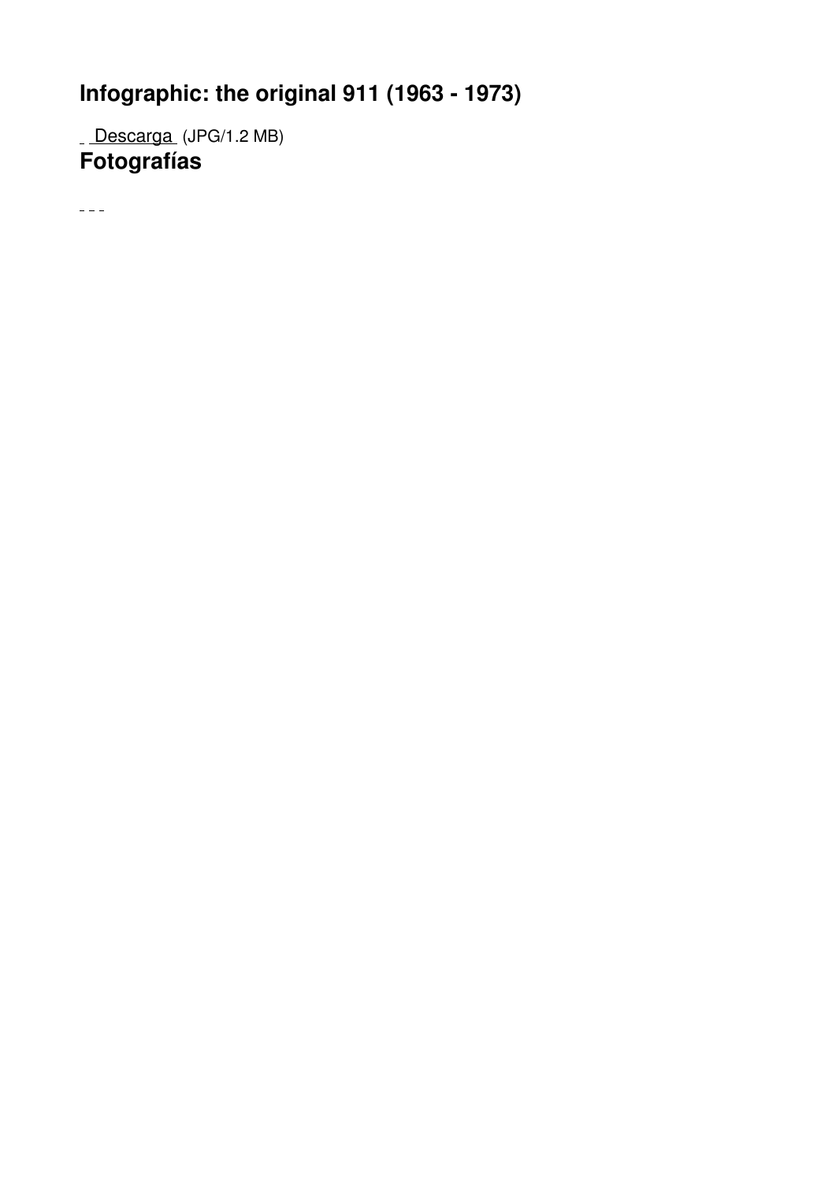## Infographic: the original 911 (1963 - 1973)

Descarga (JPG/1.2 MB)

## Fotografías